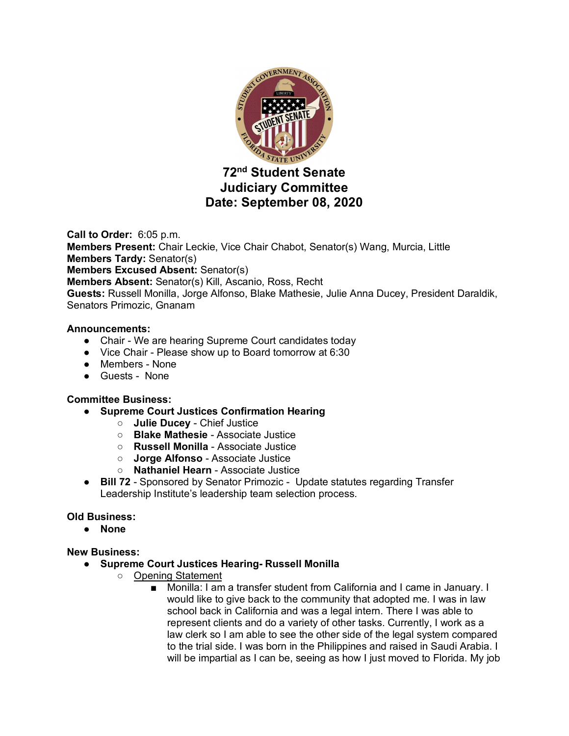# 72nd Student Senate
# Judiciary Committee
# Date: September 08, 2020

**Call to Order:** 6:05 p.m.
**Members Present:** Chair Leckie, Vice Chair Chabot, Senator(s) Wang, Murcia, Little
**Members Tardy:** Senator(s)
**Members Excused Absent:** Senator(s)
**Members Absent:** Senator(s) Kill, Ascanio, Ross, Recht
**Guests:** Russell Monilla, Jorge Alfonso, Blake Mathesie, Julie Anna Ducey, President Daraldik, Senators Primozic, Gnanam

**Announcements:**

- Chair - We are hearing Supreme Court candidates today
- Vice Chair - Please show up to Board tomorrow at 6:30
- Members - None
- Guests - None

**Committee Business:**

- **Supreme Court Justices Confirmation Hearing**
  - **Julie Ducey** - Chief Justice
  - **Blake Mathesie** - Associate Justice
  - **Russell Monilla** - Associate Justice
  - **Jorge Alfonso** - Associate Justice
  - **Nathaniel Hearn** - Associate Justice
- **Bill 72** - Sponsored by Senator Primozic - Update statutes regarding Transfer Leadership Institute's leadership team selection process.

**Old Business:**

- **None**

**New Business:**

- **Supreme Court Justices Hearing- Russell Monilla**
  - Opening Statement
    - Monilla: I am a transfer student from California and I came in January. I would like to give back to the community that adopted me. I was in law school back in California and was a legal intern. There I was able to represent clients and do a variety of other tasks. Currently, I work as a law clerk so I am able to see the other side of the legal system compared to the trial side. I was born in the Philippines and raised in Saudi Arabia. I will be impartial as I can be, seeing as how I just moved to Florida. My job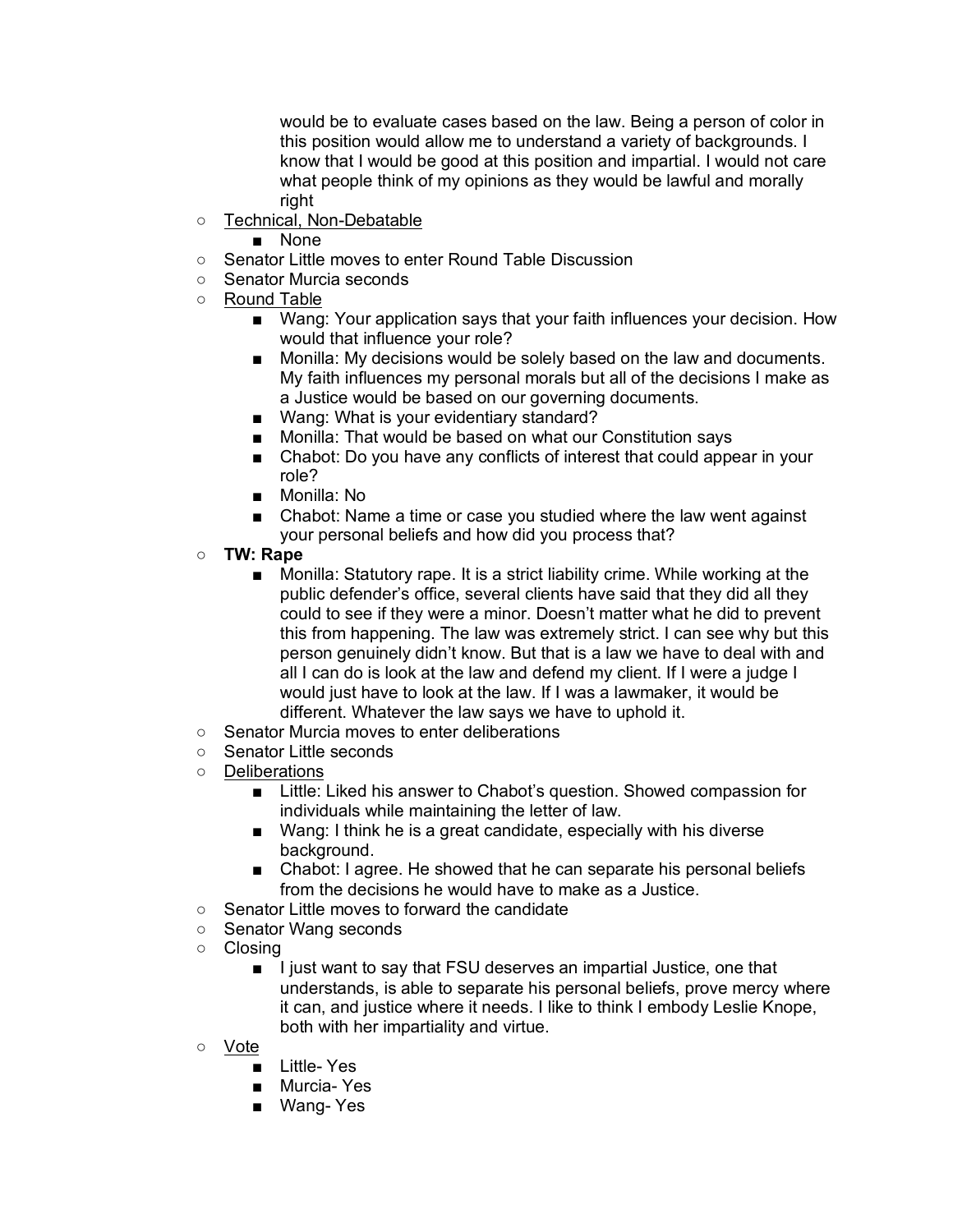would be to evaluate cases based on the law. Being a person of color in this position would allow me to understand a variety of backgrounds. I know that I would be good at this position and impartial. I would not care what people think of my opinions as they would be lawful and morally right

- Technical, Non-Debatable
  - None
- Senator Little moves to enter Round Table Discussion
- Senator Murcia seconds
- Round Table
  - Wang: Your application says that your faith influences your decision. How would that influence your role?
  - Monilla: My decisions would be solely based on the law and documents. My faith influences my personal morals but all of the decisions I make as a Justice would be based on our governing documents.
  - Wang: What is your evidentiary standard?
  - Monilla: That would be based on what our Constitution says
  - Chabot: Do you have any conflicts of interest that could appear in your role?
  - Monilla: No
  - Chabot: Name a time or case you studied where the law went against your personal beliefs and how did you process that?
- **TW: Rape**
  - Monilla: Statutory rape. It is a strict liability crime. While working at the public defender's office, several clients have said that they did all they could to see if they were a minor. Doesn't matter what he did to prevent this from happening. The law was extremely strict. I can see why but this person genuinely didn't know. But that is a law we have to deal with and all I can do is look at the law and defend my client. If I were a judge I would just have to look at the law. If I was a lawmaker, it would be different. Whatever the law says we have to uphold it.
- Senator Murcia moves to enter deliberations
- Senator Little seconds
- Deliberations
  - Little: Liked his answer to Chabot's question. Showed compassion for individuals while maintaining the letter of law.
  - Wang: I think he is a great candidate, especially with his diverse background.
  - Chabot: I agree. He showed that he can separate his personal beliefs from the decisions he would have to make as a Justice.
- Senator Little moves to forward the candidate
- Senator Wang seconds
- Closing
  - I just want to say that FSU deserves an impartial Justice, one that understands, is able to separate his personal beliefs, prove mercy where it can, and justice where it needs. I like to think I embody Leslie Knope, both with her impartiality and virtue.
- Vote
  - Little- Yes
  - Murcia- Yes
  - Wang- Yes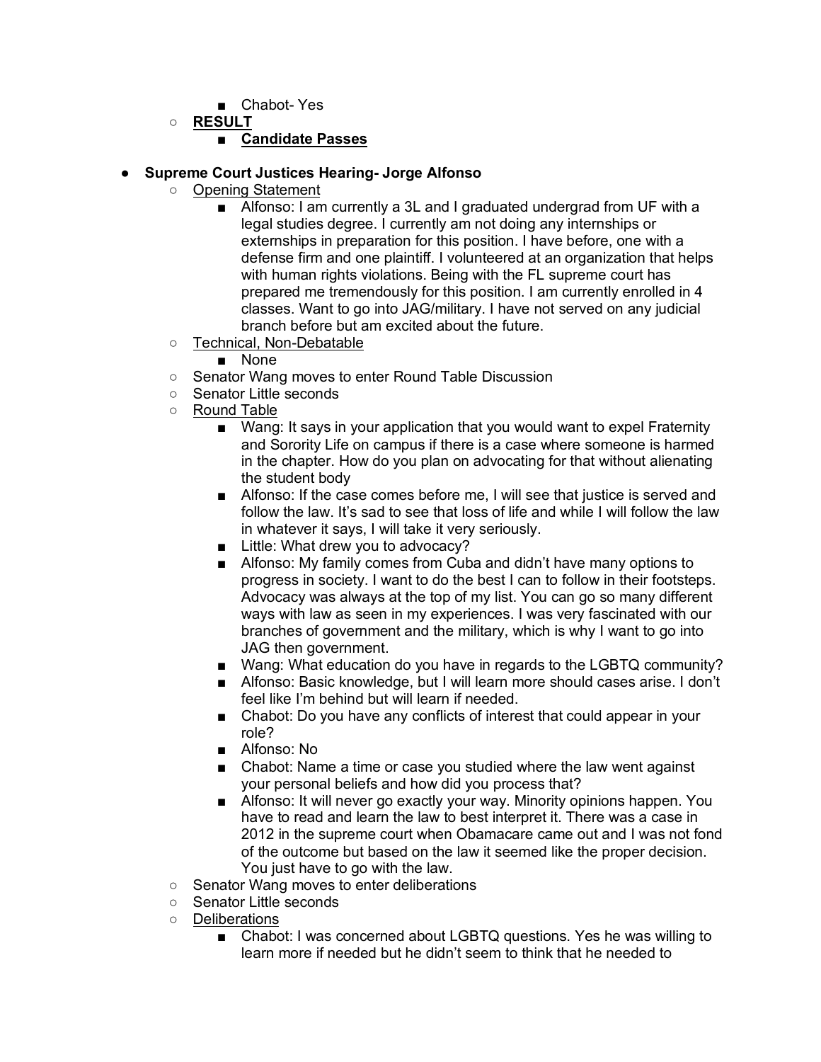- Chabot- Yes
    - **<u>RESULT</u>**
        - **<u>Candidate Passes</u>**

- **Supreme Court Justices Hearing- Jorge Alfonso**
    - <u>Opening Statement</u>
        - Alfonso: I am currently a 3L and I graduated undergrad from UF with a legal studies degree. I currently am not doing any internships or externships in preparation for this position. I have before, one with a defense firm and one plaintiff. I volunteered at an organization that helps with human rights violations. Being with the FL supreme court has prepared me tremendously for this position. I am currently enrolled in 4 classes. Want to go into JAG/military. I have not served on any judicial branch before but am excited about the future.
    - <u>Technical, Non-Debatable</u>
        - None
    - Senator Wang moves to enter Round Table Discussion
    - Senator Little seconds
    - <u>Round Table</u>
        - Wang: It says in your application that you would want to expel Fraternity and Sorority Life on campus if there is a case where someone is harmed in the chapter. How do you plan on advocating for that without alienating the student body
        - Alfonso: If the case comes before me, I will see that justice is served and follow the law. It's sad to see that loss of life and while I will follow the law in whatever it says, I will take it very seriously.
        - Little: What drew you to advocacy?
        - Alfonso: My family comes from Cuba and didn't have many options to progress in society. I want to do the best I can to follow in their footsteps. Advocacy was always at the top of my list. You can go so many different ways with law as seen in my experiences. I was very fascinated with our branches of government and the military, which is why I want to go into JAG then government.
        - Wang: What education do you have in regards to the LGBTQ community?
        - Alfonso: Basic knowledge, but I will learn more should cases arise. I don't feel like I'm behind but will learn if needed.
        - Chabot: Do you have any conflicts of interest that could appear in your role?
        - Alfonso: No
        - Chabot: Name a time or case you studied where the law went against your personal beliefs and how did you process that?
        - Alfonso: It will never go exactly your way. Minority opinions happen. You have to read and learn the law to best interpret it. There was a case in 2012 in the supreme court when Obamacare came out and I was not fond of the outcome but based on the law it seemed like the proper decision. You just have to go with the law.
    - Senator Wang moves to enter deliberations
    - Senator Little seconds
    - <u>Deliberations</u>
        - Chabot: I was concerned about LGBTQ questions. Yes he was willing to learn more if needed but he didn't seem to think that he needed to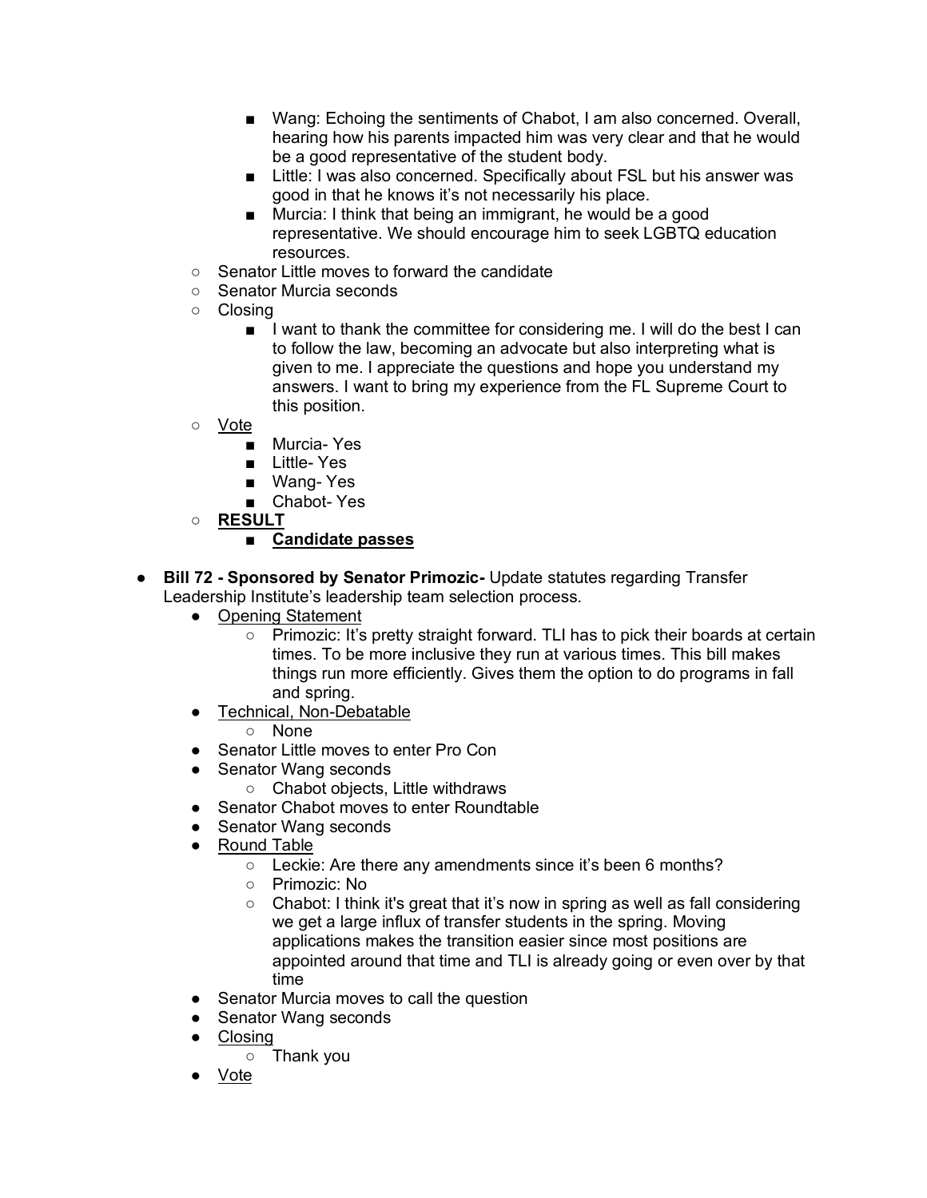- Wang: Echoing the sentiments of Chabot, I am also concerned. Overall, hearing how his parents impacted him was very clear and that he would be a good representative of the student body.
            - Little: I was also concerned. Specifically about FSL but his answer was good in that he knows it's not necessarily his place.
            - Murcia: I think that being an immigrant, he would be a good representative. We should encourage him to seek LGBTQ education resources.
        - Senator Little moves to forward the candidate
        - Senator Murcia seconds
        - Closing
            - I want to thank the committee for considering me. I will do the best I can to follow the law, becoming an advocate but also interpreting what is given to me. I appreciate the questions and hope you understand my answers. I want to bring my experience from the FL Supreme Court to this position.
        - <u>Vote</u>
            - Murcia- Yes
            - Little- Yes
            - Wang- Yes
            - Chabot- Yes
        - <u>**RESULT**</u>
            - <u>**Candidate passes**</u>

- **Bill 72 - Sponsored by Senator Primozic-** Update statutes regarding Transfer Leadership Institute's leadership team selection process.
    - <u>Opening Statement</u>
        - Primozic: It's pretty straight forward. TLI has to pick their boards at certain times. To be more inclusive they run at various times. This bill makes things run more efficiently. Gives them the option to do programs in fall and spring.
    - <u>Technical, Non-Debatable</u>
        - None
    - Senator Little moves to enter Pro Con
    - Senator Wang seconds
        - Chabot objects, Little withdraws
    - Senator Chabot moves to enter Roundtable
    - Senator Wang seconds
    - <u>Round Table</u>
        - Leckie: Are there any amendments since it's been 6 months?
        - Primozic: No
        - Chabot: I think it's great that it's now in spring as well as fall considering we get a large influx of transfer students in the spring. Moving applications makes the transition easier since most positions are appointed around that time and TLI is already going or even over by that time
    - Senator Murcia moves to call the question
    - Senator Wang seconds
    - <u>Closing</u>
        - Thank you
    - <u>Vote</u>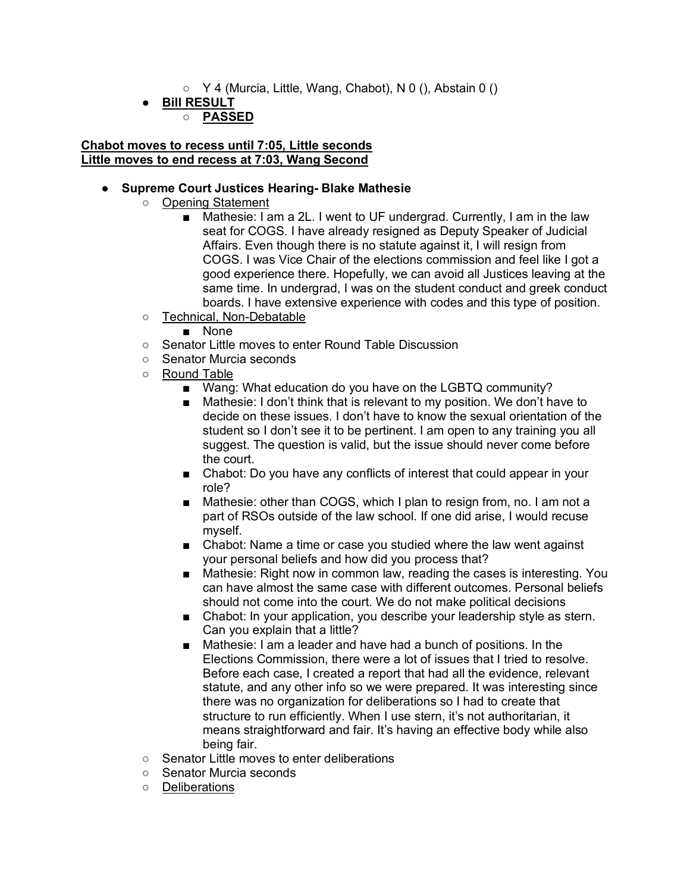- Y 4 (Murcia, Little, Wang, Chabot), N 0 (), Abstain 0 ()
- **Bill RESULT**
    - **PASSED**

**Chabot moves to recess until 7:05, Little seconds**
**Little moves to end recess at 7:03, Wang Second**

- **Supreme Court Justices Hearing- Blake Mathesie**
    - Opening Statement
        - Mathesie: I am a 2L. I went to UF undergrad. Currently, I am in the law seat for COGS. I have already resigned as Deputy Speaker of Judicial Affairs. Even though there is no statute against it, I will resign from COGS. I was Vice Chair of the elections commission and feel like I got a good experience there. Hopefully, we can avoid all Justices leaving at the same time. In undergrad, I was on the student conduct and greek conduct boards. I have extensive experience with codes and this type of position.
    - Technical, Non-Debatable
        - None
    - Senator Little moves to enter Round Table Discussion
    - Senator Murcia seconds
    - Round Table
        - Wang: What education do you have on the LGBTQ community?
        - Mathesie: I don't think that is relevant to my position. We don't have to decide on these issues. I don't have to know the sexual orientation of the student so I don't see it to be pertinent. I am open to any training you all suggest. The question is valid, but the issue should never come before the court.
        - Chabot: Do you have any conflicts of interest that could appear in your role?
        - Mathesie: other than COGS, which I plan to resign from, no. I am not a part of RSOs outside of the law school. If one did arise, I would recuse myself.
        - Chabot: Name a time or case you studied where the law went against your personal beliefs and how did you process that?
        - Mathesie: Right now in common law, reading the cases is interesting. You can have almost the same case with different outcomes. Personal beliefs should not come into the court. We do not make political decisions
        - Chabot: In your application, you describe your leadership style as stern. Can you explain that a little?
        - Mathesie: I am a leader and have had a bunch of positions. In the Elections Commission, there were a lot of issues that I tried to resolve. Before each case, I created a report that had all the evidence, relevant statute, and any other info so we were prepared. It was interesting since there was no organization for deliberations so I had to create that structure to run efficiently. When I use stern, it's not authoritarian, it means straightforward and fair. It's having an effective body while also being fair.
    - Senator Little moves to enter deliberations
    - Senator Murcia seconds
    - Deliberations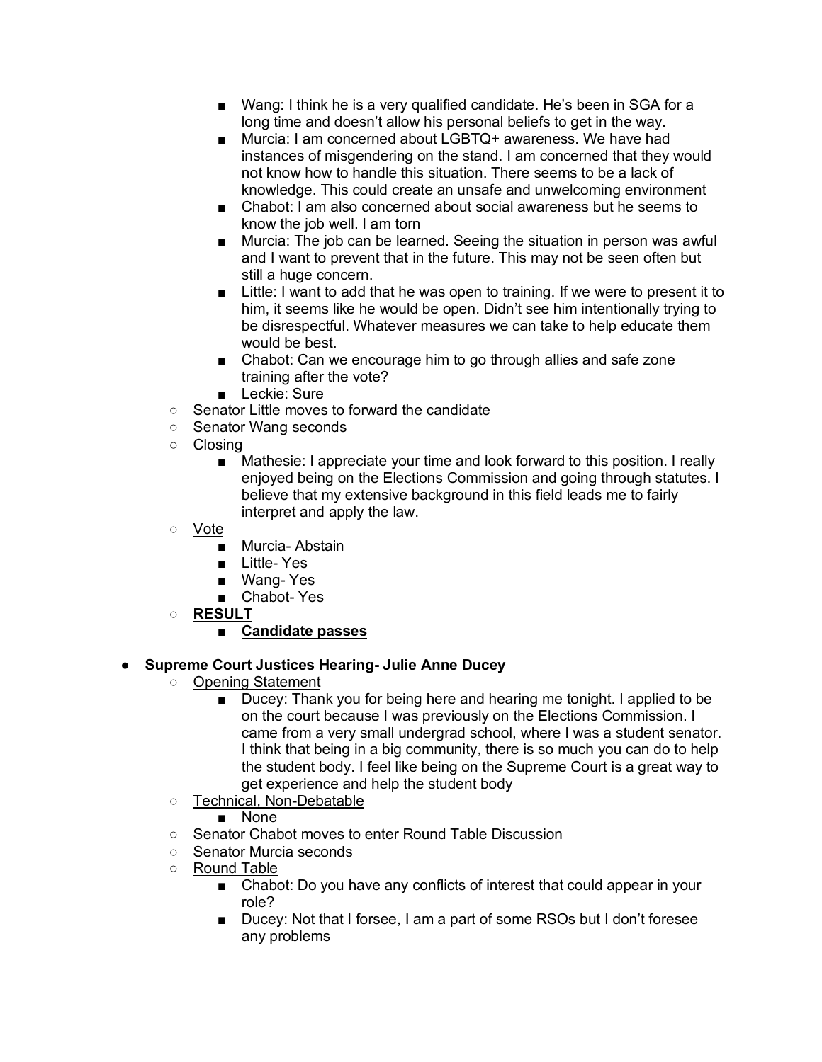- Wang: I think he is a very qualified candidate. He's been in SGA for a long time and doesn't allow his personal beliefs to get in the way.
        - Murcia: I am concerned about LGBTQ+ awareness. We have had instances of misgendering on the stand. I am concerned that they would not know how to handle this situation. There seems to be a lack of knowledge. This could create an unsafe and unwelcoming environment
        - Chabot: I am also concerned about social awareness but he seems to know the job well. I am torn
        - Murcia: The job can be learned. Seeing the situation in person was awful and I want to prevent that in the future. This may not be seen often but still a huge concern.
        - Little: I want to add that he was open to training. If we were to present it to him, it seems like he would be open. Didn't see him intentionally trying to be disrespectful. Whatever measures we can take to help educate them would be best.
        - Chabot: Can we encourage him to go through allies and safe zone training after the vote?
        - Leckie: Sure
    - Senator Little moves to forward the candidate
    - Senator Wang seconds
    - Closing
        - Mathesie: I appreciate your time and look forward to this position. I really enjoyed being on the Elections Commission and going through statutes. I believe that my extensive background in this field leads me to fairly interpret and apply the law.
    - <u>Vote</u>
        - Murcia- Abstain
        - Little- Yes
        - Wang- Yes
        - Chabot- Yes
    - <u>**RESULT**</u>
        - <u>**Candidate passes**</u>

- **Supreme Court Justices Hearing- Julie Anne Ducey**
    - <u>Opening Statement</u>
        - Ducey: Thank you for being here and hearing me tonight. I applied to be on the court because I was previously on the Elections Commission. I came from a very small undergrad school, where I was a student senator. I think that being in a big community, there is so much you can do to help the student body. I feel like being on the Supreme Court is a great way to get experience and help the student body
    - <u>Technical, Non-Debatable</u>
        - None
    - Senator Chabot moves to enter Round Table Discussion
    - Senator Murcia seconds
    - <u>Round Table</u>
        - Chabot: Do you have any conflicts of interest that could appear in your role?
        - Ducey: Not that I forsee, I am a part of some RSOs but I don't foresee any problems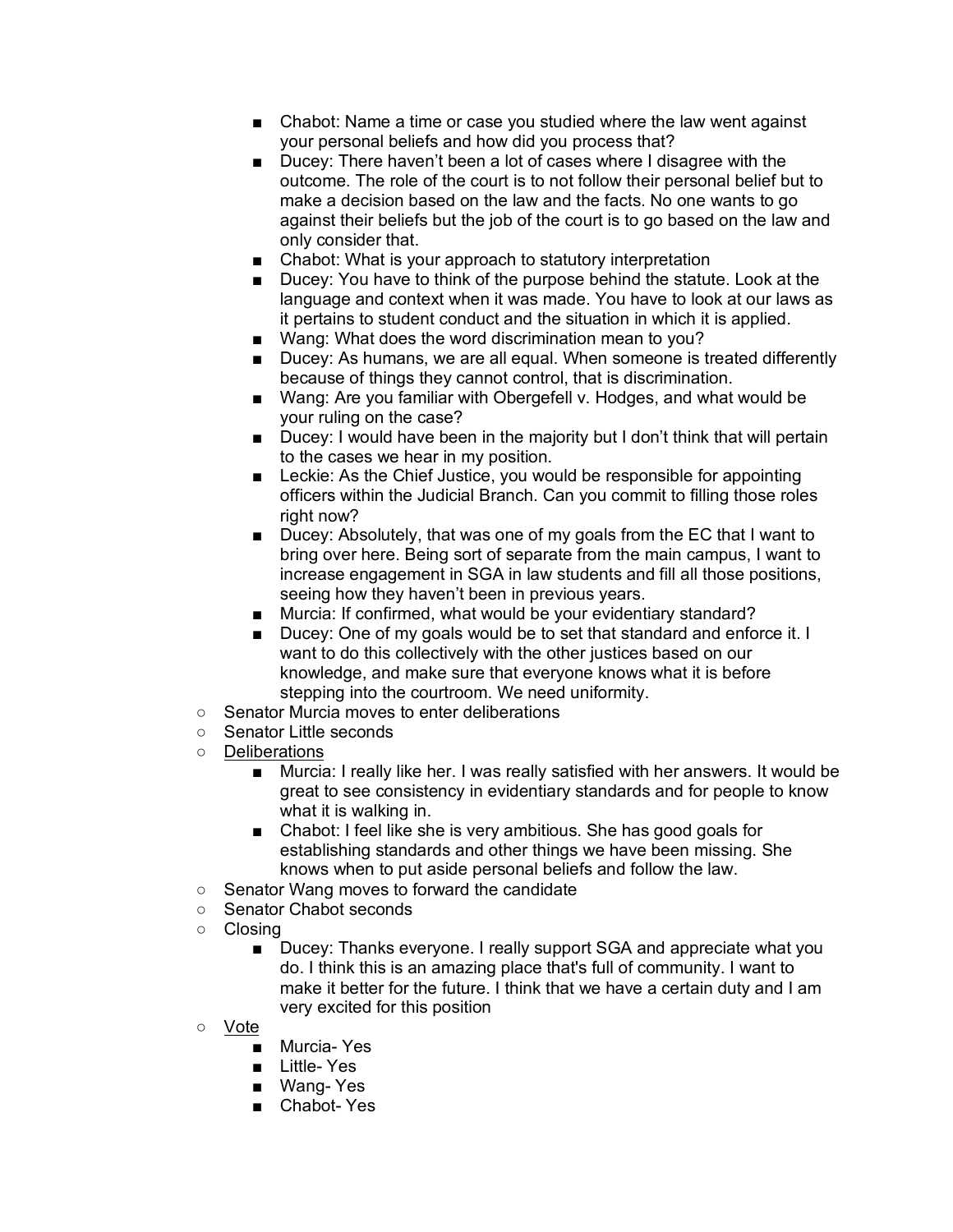- Chabot: Name a time or case you studied where the law went against your personal beliefs and how did you process that?
        - Ducey: There haven't been a lot of cases where I disagree with the outcome. The role of the court is to not follow their personal belief but to make a decision based on the law and the facts. No one wants to go against their beliefs but the job of the court is to go based on the law and only consider that.
        - Chabot: What is your approach to statutory interpretation
        - Ducey: You have to think of the purpose behind the statute. Look at the language and context when it was made. You have to look at our laws as it pertains to student conduct and the situation in which it is applied.
        - Wang: What does the word discrimination mean to you?
        - Ducey: As humans, we are all equal. When someone is treated differently because of things they cannot control, that is discrimination.
        - Wang: Are you familiar with Obergefell v. Hodges, and what would be your ruling on the case?
        - Ducey: I would have been in the majority but I don't think that will pertain to the cases we hear in my position.
        - Leckie: As the Chief Justice, you would be responsible for appointing officers within the Judicial Branch. Can you commit to filling those roles right now?
        - Ducey: Absolutely, that was one of my goals from the EC that I want to bring over here. Being sort of separate from the main campus, I want to increase engagement in SGA in law students and fill all those positions, seeing how they haven't been in previous years.
        - Murcia: If confirmed, what would be your evidentiary standard?
        - Ducey: One of my goals would be to set that standard and enforce it. I want to do this collectively with the other justices based on our knowledge, and make sure that everyone knows what it is before stepping into the courtroom. We need uniformity.
    - Senator Murcia moves to enter deliberations
    - Senator Little seconds
    - <u>Deliberations</u>
        - Murcia: I really like her. I was really satisfied with her answers. It would be great to see consistency in evidentiary standards and for people to know what it is walking in.
        - Chabot: I feel like she is very ambitious. She has good goals for establishing standards and other things we have been missing. She knows when to put aside personal beliefs and follow the law.
    - Senator Wang moves to forward the candidate
    - Senator Chabot seconds
    - Closing
        - Ducey: Thanks everyone. I really support SGA and appreciate what you do. I think this is an amazing place that's full of community. I want to make it better for the future. I think that we have a certain duty and I am very excited for this position
    - <u>Vote</u>
        - Murcia- Yes
        - Little- Yes
        - Wang- Yes
        - Chabot- Yes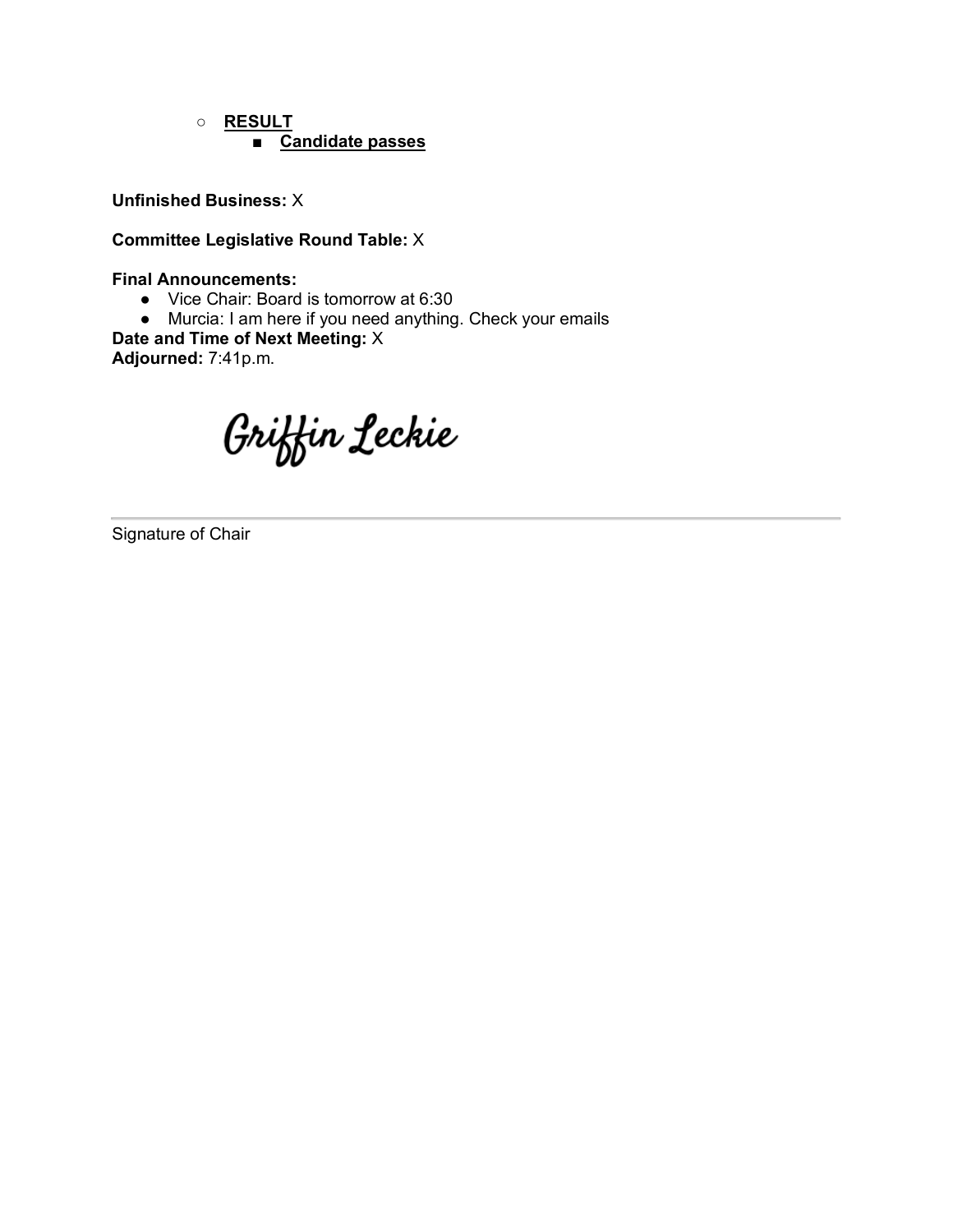- **RESULT**
  - **Candidate passes**

**Unfinished Business:** X

**Committee Legislative Round Table:** X

**Final Announcements:**
- Vice Chair: Board is tomorrow at 6:30
- Murcia: I am here if you need anything. Check your emails

**Date and Time of Next Meeting:** X
**Adjourned:** 7:41p.m.

Griffin Leckie

---

Signature of Chair